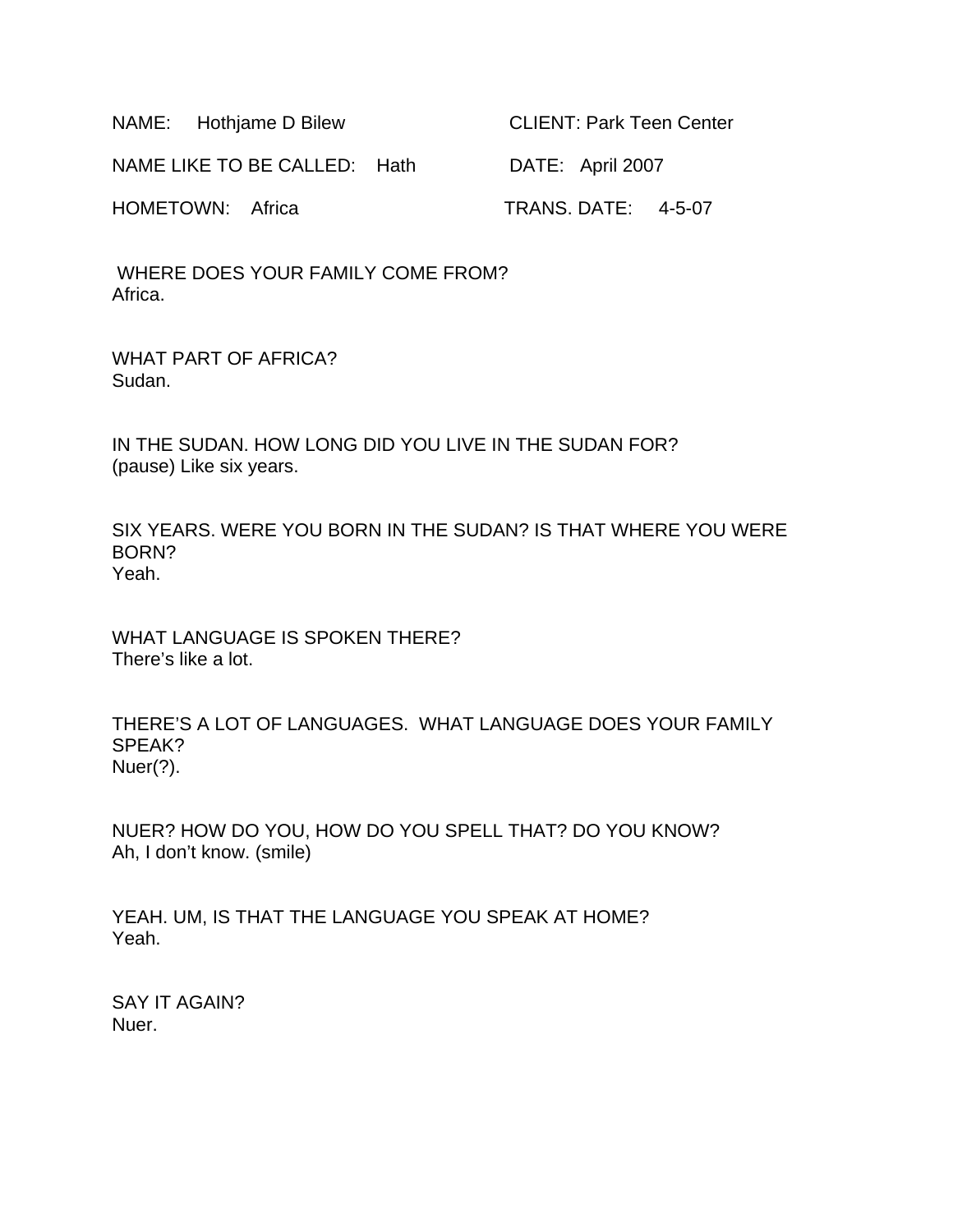NAME: Hothjame D Bilew | CLIENT: Park Teen Center

NAME LIKE TO BE CALLED: Hath | DATE: April 2007

HOMETOWN: Africa | TRANS. DATE: 4-5-07

WHERE DOES YOUR FAMILY COME FROM?
Africa.

WHAT PART OF AFRICA?
Sudan.

IN THE SUDAN. HOW LONG DID YOU LIVE IN THE SUDAN FOR?
(pause) Like six years.

SIX YEARS. WERE YOU BORN IN THE SUDAN? IS THAT WHERE YOU WERE BORN?
Yeah.

WHAT LANGUAGE IS SPOKEN THERE?
There's like a lot.

THERE'S A LOT OF LANGUAGES. WHAT LANGUAGE DOES YOUR FAMILY SPEAK?
Nuer(?).

NUER? HOW DO YOU, HOW DO YOU SPELL THAT? DO YOU KNOW?
Ah, I don't know. (smile)

YEAH. UM, IS THAT THE LANGUAGE YOU SPEAK AT HOME?
Yeah.

SAY IT AGAIN?
Nuer.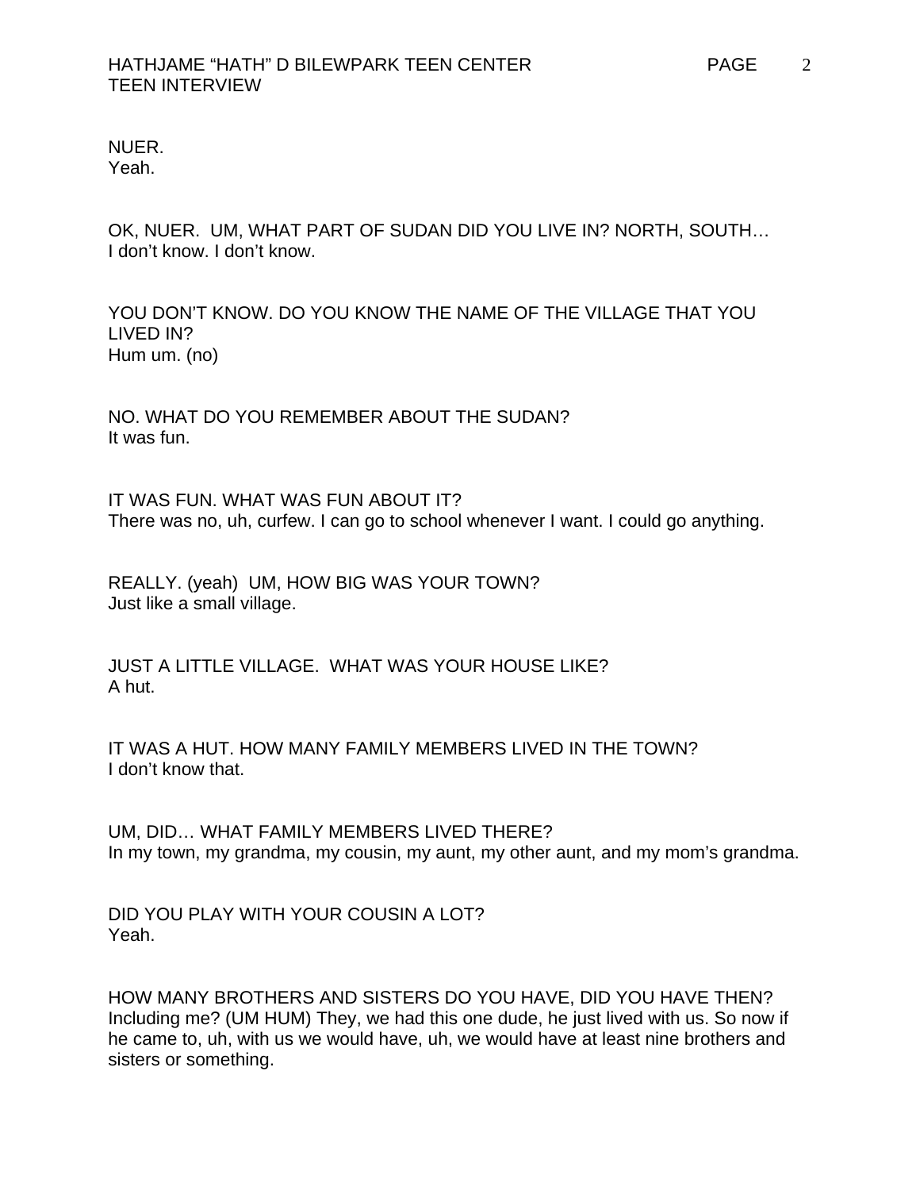NUER.
Yeah.

OK, NUER. UM, WHAT PART OF SUDAN DID YOU LIVE IN? NORTH, SOUTH…
I don't know. I don't know.

YOU DON'T KNOW. DO YOU KNOW THE NAME OF THE VILLAGE THAT YOU LIVED IN?
Hum um. (no)

NO. WHAT DO YOU REMEMBER ABOUT THE SUDAN?
It was fun.

IT WAS FUN. WHAT WAS FUN ABOUT IT?
There was no, uh, curfew. I can go to school whenever I want. I could go anything.

REALLY. (yeah) UM, HOW BIG WAS YOUR TOWN?
Just like a small village.

JUST A LITTLE VILLAGE. WHAT WAS YOUR HOUSE LIKE?
A hut.

IT WAS A HUT. HOW MANY FAMILY MEMBERS LIVED IN THE TOWN?
I don't know that.

UM, DID… WHAT FAMILY MEMBERS LIVED THERE?
In my town, my grandma, my cousin, my aunt, my other aunt, and my mom's grandma.

DID YOU PLAY WITH YOUR COUSIN A LOT?
Yeah.

HOW MANY BROTHERS AND SISTERS DO YOU HAVE, DID YOU HAVE THEN?
Including me? (UM HUM) They, we had this one dude, he just lived with us. So now if he came to, uh, with us we would have, uh, we would have at least nine brothers and sisters or something.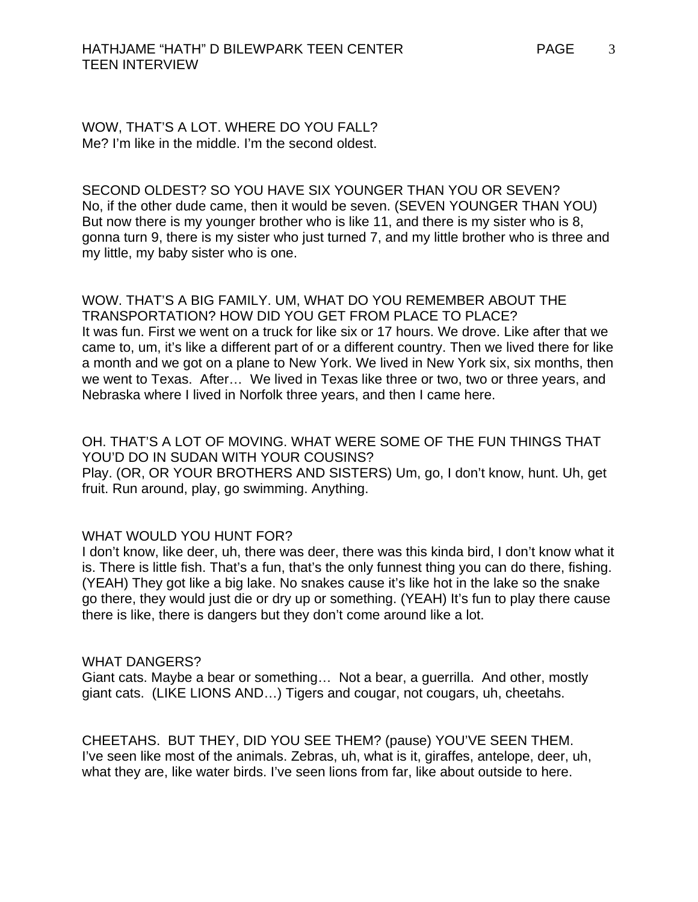WOW, THAT'S A LOT. WHERE DO YOU FALL?
Me? I'm like in the middle. I'm the second oldest.

SECOND OLDEST? SO YOU HAVE SIX YOUNGER THAN YOU OR SEVEN?
No, if the other dude came, then it would be seven. (SEVEN YOUNGER THAN YOU) But now there is my younger brother who is like 11, and there is my sister who is 8, gonna turn 9, there is my sister who just turned 7, and my little brother who is three and my little, my baby sister who is one.

WOW. THAT'S A BIG FAMILY. UM, WHAT DO YOU REMEMBER ABOUT THE TRANSPORTATION? HOW DID YOU GET FROM PLACE TO PLACE?
It was fun. First we went on a truck for like six or 17 hours. We drove. Like after that we came to, um, it's like a different part of or a different country. Then we lived there for like a month and we got on a plane to New York. We lived in New York six, six months, then we went to Texas. After… We lived in Texas like three or two, two or three years, and Nebraska where I lived in Norfolk three years, and then I came here.

OH. THAT'S A LOT OF MOVING. WHAT WERE SOME OF THE FUN THINGS THAT YOU'D DO IN SUDAN WITH YOUR COUSINS?
Play. (OR, OR YOUR BROTHERS AND SISTERS) Um, go, I don't know, hunt. Uh, get fruit. Run around, play, go swimming. Anything.

WHAT WOULD YOU HUNT FOR?
I don't know, like deer, uh, there was deer, there was this kinda bird, I don't know what it is. There is little fish. That's a fun, that's the only funnest thing you can do there, fishing. (YEAH) They got like a big lake. No snakes cause it's like hot in the lake so the snake go there, they would just die or dry up or something. (YEAH) It's fun to play there cause there is like, there is dangers but they don't come around like a lot.

WHAT DANGERS?
Giant cats. Maybe a bear or something… Not a bear, a guerrilla. And other, mostly giant cats. (LIKE LIONS AND…) Tigers and cougar, not cougars, uh, cheetahs.

CHEETAHS. BUT THEY, DID YOU SEE THEM? (pause) YOU'VE SEEN THEM.
I've seen like most of the animals. Zebras, uh, what is it, giraffes, antelope, deer, uh, what they are, like water birds. I've seen lions from far, like about outside to here.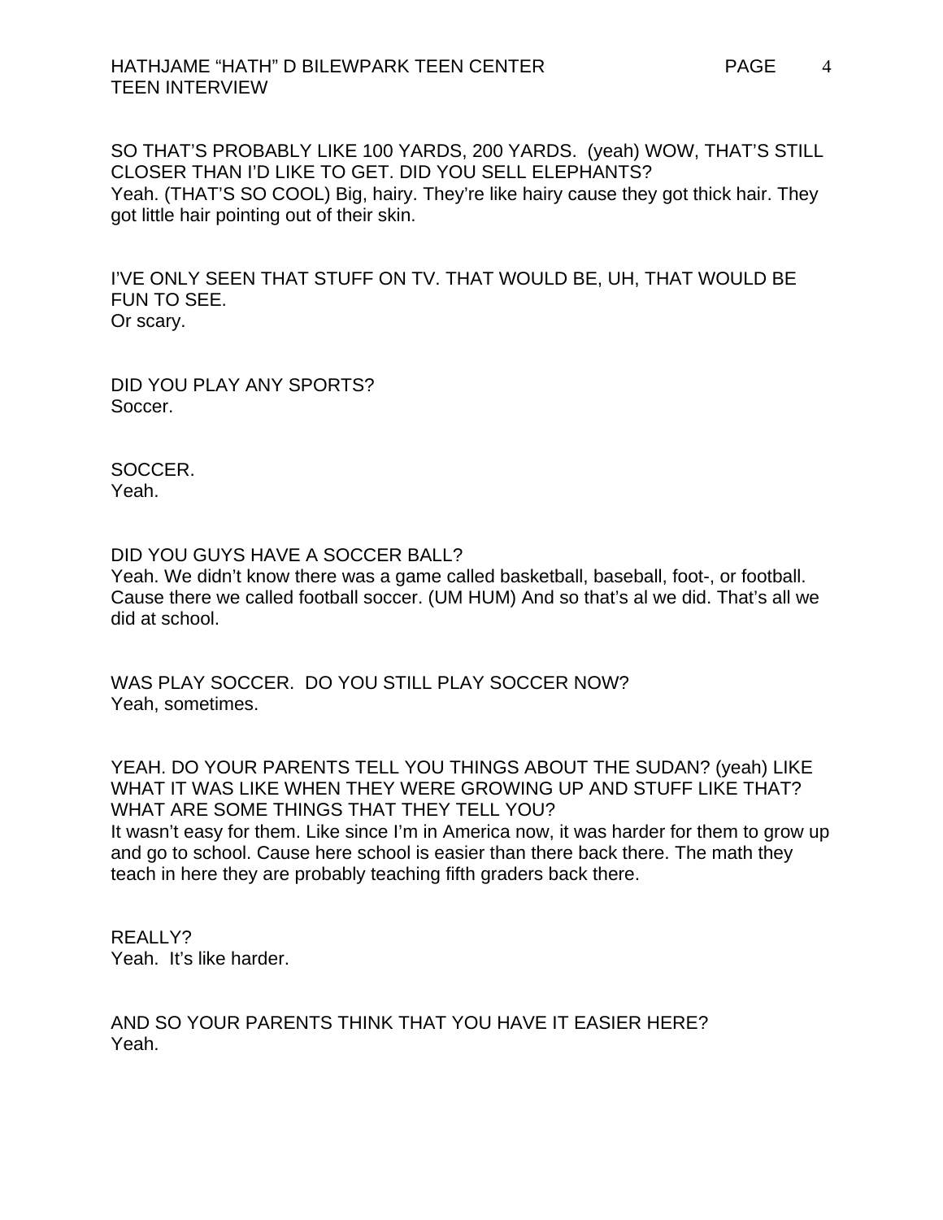SO THAT'S PROBABLY LIKE 100 YARDS, 200 YARDS.  (yeah) WOW, THAT'S STILL CLOSER THAN I'D LIKE TO GET. DID YOU SELL ELEPHANTS?
Yeah. (THAT'S SO COOL) Big, hairy. They're like hairy cause they got thick hair. They got little hair pointing out of their skin.

I'VE ONLY SEEN THAT STUFF ON TV. THAT WOULD BE, UH, THAT WOULD BE FUN TO SEE.
Or scary.

DID YOU PLAY ANY SPORTS?
Soccer.

SOCCER.
Yeah.

DID YOU GUYS HAVE A SOCCER BALL?
Yeah. We didn't know there was a game called basketball, baseball, foot-, or football. Cause there we called football soccer. (UM HUM) And so that's al we did. That's all we did at school.

WAS PLAY SOCCER.  DO YOU STILL PLAY SOCCER NOW?
Yeah, sometimes.

YEAH. DO YOUR PARENTS TELL YOU THINGS ABOUT THE SUDAN? (yeah) LIKE WHAT IT WAS LIKE WHEN THEY WERE GROWING UP AND STUFF LIKE THAT? WHAT ARE SOME THINGS THAT THEY TELL YOU?
It wasn't easy for them. Like since I'm in America now, it was harder for them to grow up and go to school. Cause here school is easier than there back there. The math they teach in here they are probably teaching fifth graders back there.

REALLY?
Yeah.  It's like harder.

AND SO YOUR PARENTS THINK THAT YOU HAVE IT EASIER HERE?
Yeah.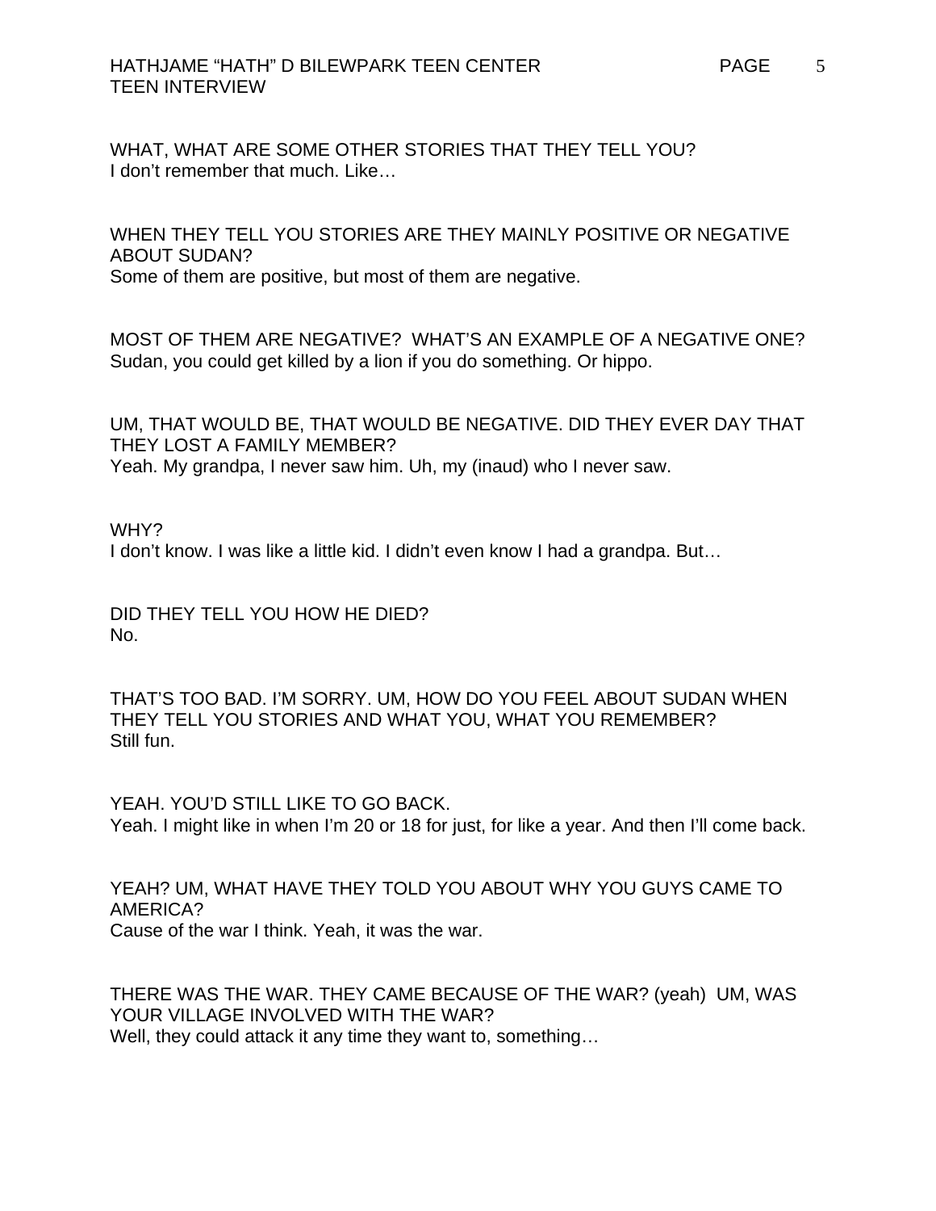WHAT, WHAT ARE SOME OTHER STORIES THAT THEY TELL YOU?
I don't remember that much. Like…

WHEN THEY TELL YOU STORIES ARE THEY MAINLY POSITIVE OR NEGATIVE ABOUT SUDAN?
Some of them are positive, but most of them are negative.

MOST OF THEM ARE NEGATIVE? WHAT'S AN EXAMPLE OF A NEGATIVE ONE?
Sudan, you could get killed by a lion if you do something. Or hippo.

UM, THAT WOULD BE, THAT WOULD BE NEGATIVE. DID THEY EVER DAY THAT THEY LOST A FAMILY MEMBER?
Yeah. My grandpa, I never saw him. Uh, my (inaud) who I never saw.

WHY?
I don't know. I was like a little kid. I didn't even know I had a grandpa. But…

DID THEY TELL YOU HOW HE DIED?
No.

THAT'S TOO BAD. I'M SORRY. UM, HOW DO YOU FEEL ABOUT SUDAN WHEN THEY TELL YOU STORIES AND WHAT YOU, WHAT YOU REMEMBER?
Still fun.

YEAH. YOU'D STILL LIKE TO GO BACK.
Yeah. I might like in when I'm 20 or 18 for just, for like a year. And then I'll come back.

YEAH? UM, WHAT HAVE THEY TOLD YOU ABOUT WHY YOU GUYS CAME TO AMERICA?
Cause of the war I think. Yeah, it was the war.

THERE WAS THE WAR. THEY CAME BECAUSE OF THE WAR? (yeah) UM, WAS YOUR VILLAGE INVOLVED WITH THE WAR?
Well, they could attack it any time they want to, something…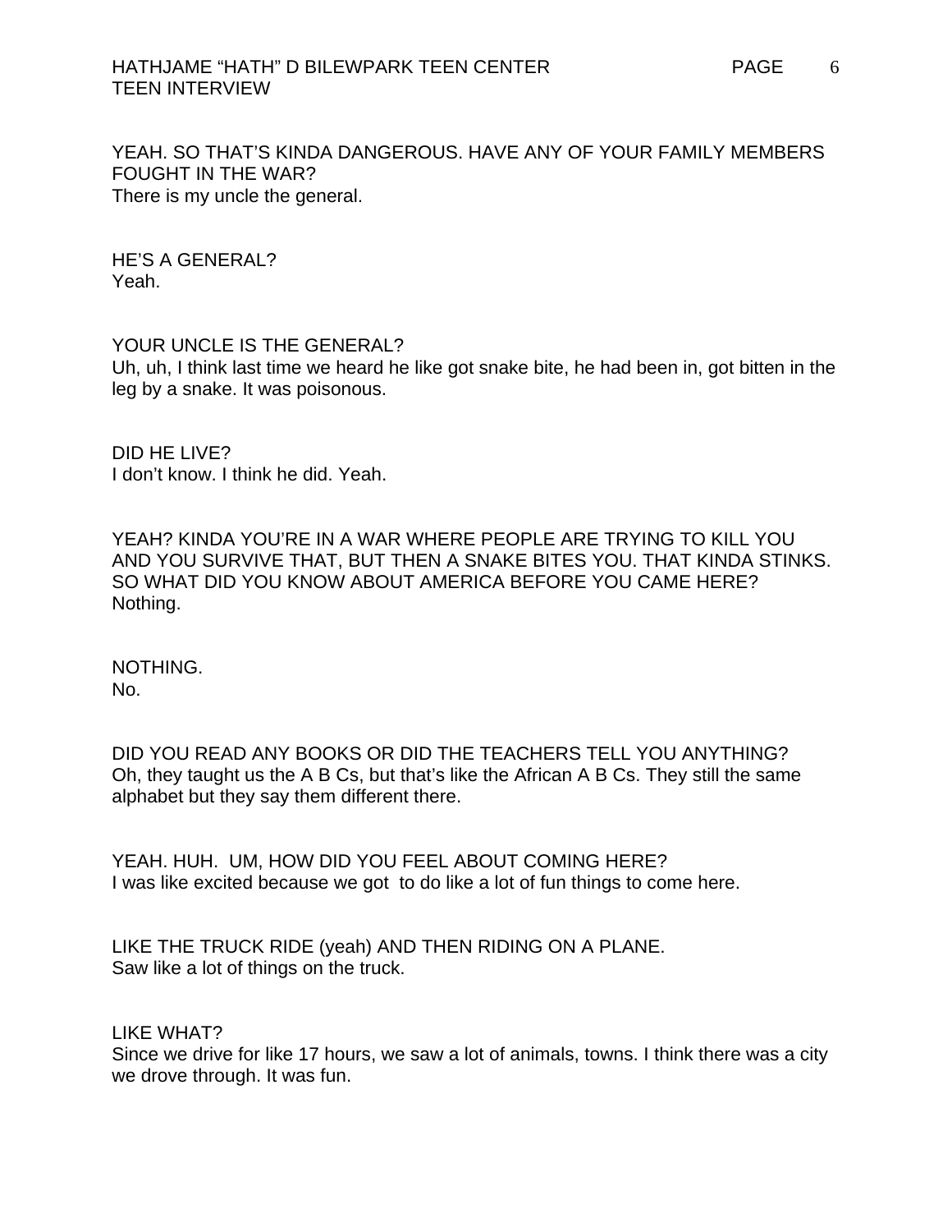YEAH. SO THAT'S KINDA DANGEROUS. HAVE ANY OF YOUR FAMILY MEMBERS FOUGHT IN THE WAR?
There is my uncle the general.

HE'S A GENERAL?
Yeah.

YOUR UNCLE IS THE GENERAL?
Uh, uh, I think last time we heard he like got snake bite, he had been in, got bitten in the leg by a snake. It was poisonous.

DID HE LIVE?
I don't know. I think he did. Yeah.

YEAH? KINDA YOU'RE IN A WAR WHERE PEOPLE ARE TRYING TO KILL YOU AND YOU SURVIVE THAT, BUT THEN A SNAKE BITES YOU. THAT KINDA STINKS. SO WHAT DID YOU KNOW ABOUT AMERICA BEFORE YOU CAME HERE?
Nothing.

NOTHING.
No.

DID YOU READ ANY BOOKS OR DID THE TEACHERS TELL YOU ANYTHING?
Oh, they taught us the A B Cs, but that's like the African A B Cs. They still the same alphabet but they say them different there.

YEAH. HUH. UM, HOW DID YOU FEEL ABOUT COMING HERE?
I was like excited because we got to do like a lot of fun things to come here.

LIKE THE TRUCK RIDE (yeah) AND THEN RIDING ON A PLANE.
Saw like a lot of things on the truck.

LIKE WHAT?
Since we drive for like 17 hours, we saw a lot of animals, towns. I think there was a city we drove through. It was fun.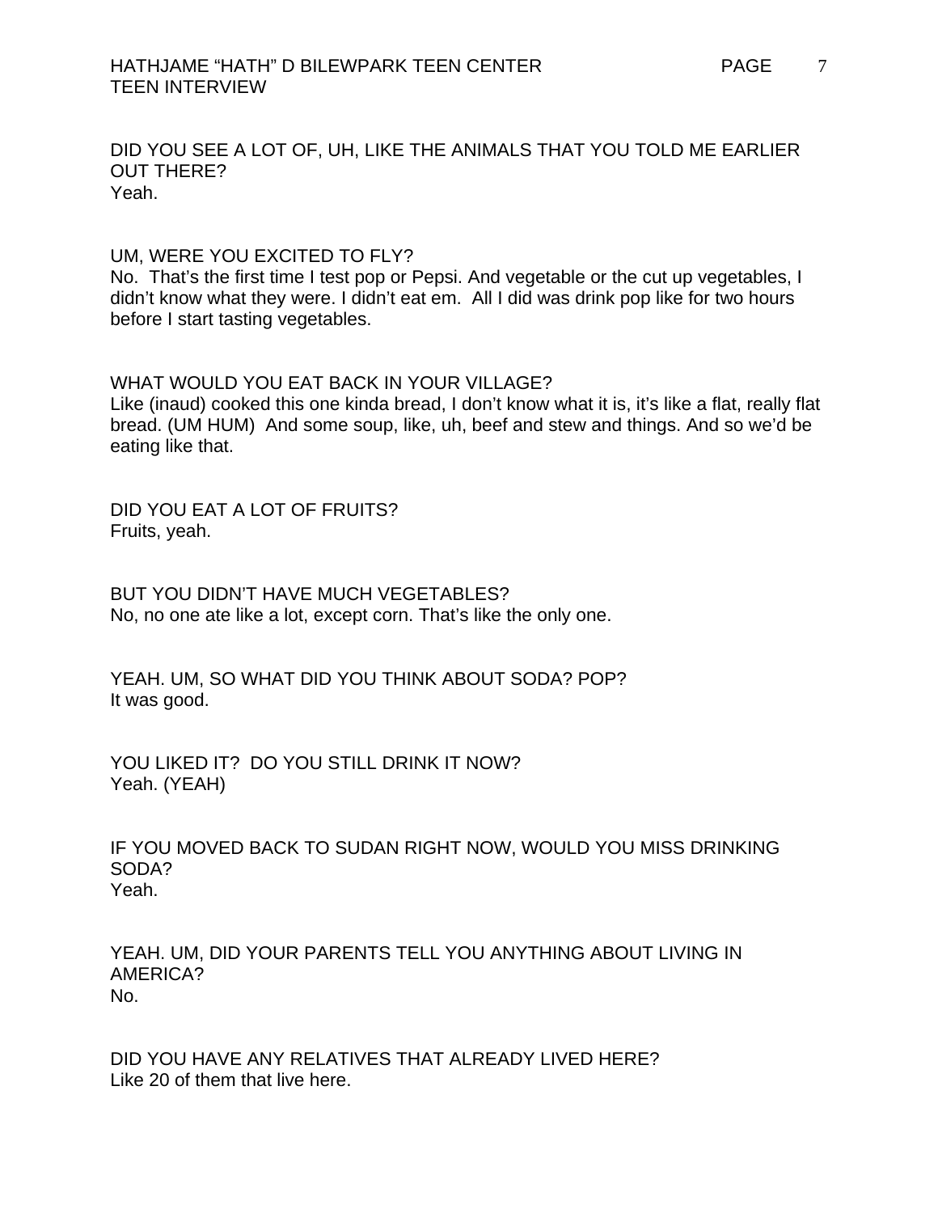DID YOU SEE A LOT OF, UH, LIKE THE ANIMALS THAT YOU TOLD ME EARLIER OUT THERE?
Yeah.

UM, WERE YOU EXCITED TO FLY?
No. That's the first time I test pop or Pepsi. And vegetable or the cut up vegetables, I didn't know what they were. I didn't eat em. All I did was drink pop like for two hours before I start tasting vegetables.

WHAT WOULD YOU EAT BACK IN YOUR VILLAGE?
Like (inaud) cooked this one kinda bread, I don't know what it is, it's like a flat, really flat bread. (UM HUM) And some soup, like, uh, beef and stew and things. And so we'd be eating like that.

DID YOU EAT A LOT OF FRUITS?
Fruits, yeah.

BUT YOU DIDN'T HAVE MUCH VEGETABLES?
No, no one ate like a lot, except corn. That's like the only one.

YEAH. UM, SO WHAT DID YOU THINK ABOUT SODA? POP?
It was good.

YOU LIKED IT? DO YOU STILL DRINK IT NOW?
Yeah. (YEAH)

IF YOU MOVED BACK TO SUDAN RIGHT NOW, WOULD YOU MISS DRINKING SODA?
Yeah.

YEAH. UM, DID YOUR PARENTS TELL YOU ANYTHING ABOUT LIVING IN AMERICA?
No.

DID YOU HAVE ANY RELATIVES THAT ALREADY LIVED HERE?
Like 20 of them that live here.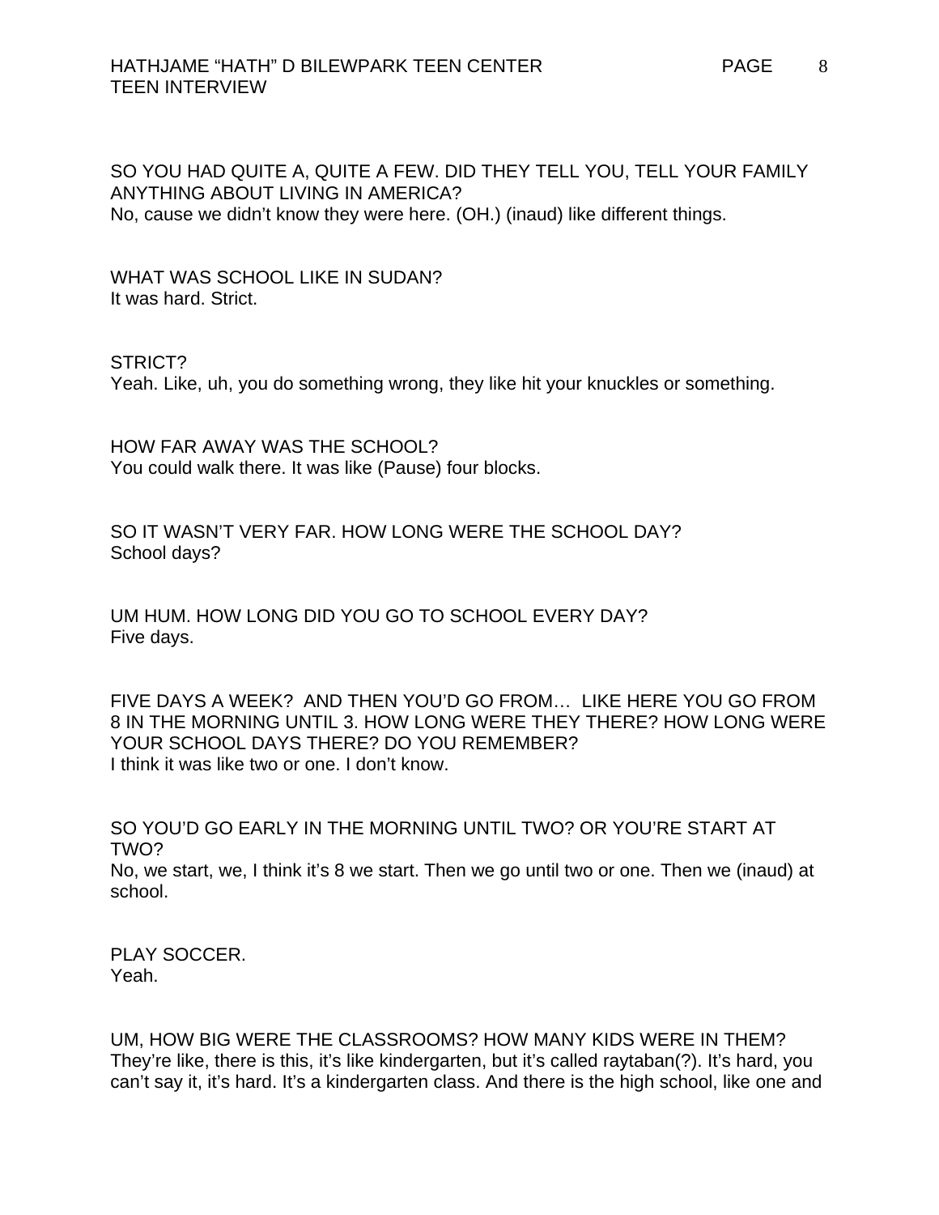SO YOU HAD QUITE A, QUITE A FEW. DID THEY TELL YOU, TELL YOUR FAMILY ANYTHING ABOUT LIVING IN AMERICA?
No, cause we didn't know they were here. (OH.) (inaud) like different things.

WHAT WAS SCHOOL LIKE IN SUDAN?
It was hard. Strict.

STRICT?
Yeah. Like, uh, you do something wrong, they like hit your knuckles or something.

HOW FAR AWAY WAS THE SCHOOL?
You could walk there. It was like (Pause) four blocks.

SO IT WASN'T VERY FAR. HOW LONG WERE THE SCHOOL DAY?
School days?

UM HUM. HOW LONG DID YOU GO TO SCHOOL EVERY DAY?
Five days.

FIVE DAYS A WEEK? AND THEN YOU'D GO FROM… LIKE HERE YOU GO FROM 8 IN THE MORNING UNTIL 3. HOW LONG WERE THEY THERE? HOW LONG WERE YOUR SCHOOL DAYS THERE? DO YOU REMEMBER?
I think it was like two or one. I don't know.

SO YOU'D GO EARLY IN THE MORNING UNTIL TWO? OR YOU'RE START AT TWO?
No, we start, we, I think it's 8 we start. Then we go until two or one. Then we (inaud) at school.

PLAY SOCCER.
Yeah.

UM, HOW BIG WERE THE CLASSROOMS? HOW MANY KIDS WERE IN THEM?
They're like, there is this, it's like kindergarten, but it's called raytaban(?). It's hard, you can't say it, it's hard. It's a kindergarten class. And there is the high school, like one and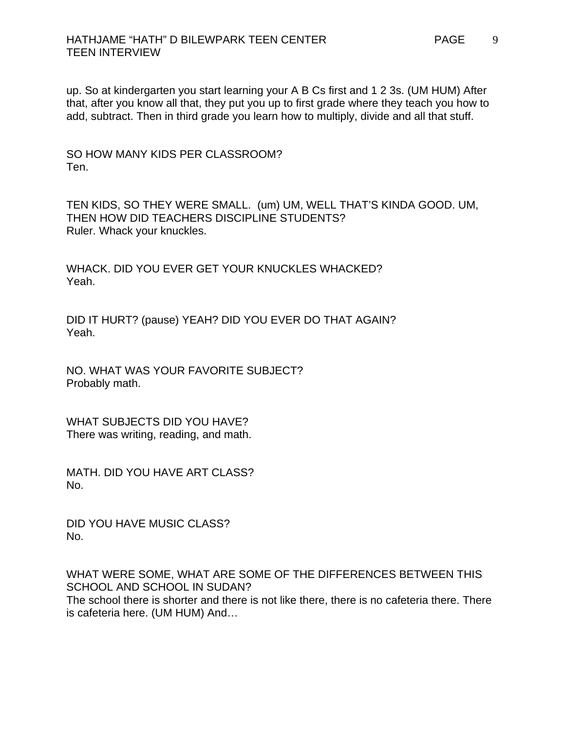up. So at kindergarten you start learning your A B Cs first and 1 2 3s. (UM HUM) After that, after you know all that, they put you up to first grade where they teach you how to add, subtract. Then in third grade you learn how to multiply, divide and all that stuff.

SO HOW MANY KIDS PER CLASSROOM?
Ten.

TEN KIDS, SO THEY WERE SMALL. (um) UM, WELL THAT'S KINDA GOOD. UM, THEN HOW DID TEACHERS DISCIPLINE STUDENTS?
Ruler. Whack your knuckles.

WHACK. DID YOU EVER GET YOUR KNUCKLES WHACKED?
Yeah.

DID IT HURT? (pause) YEAH? DID YOU EVER DO THAT AGAIN?
Yeah.

NO. WHAT WAS YOUR FAVORITE SUBJECT?
Probably math.

WHAT SUBJECTS DID YOU HAVE?
There was writing, reading, and math.

MATH. DID YOU HAVE ART CLASS?
No.

DID YOU HAVE MUSIC CLASS?
No.

WHAT WERE SOME, WHAT ARE SOME OF THE DIFFERENCES BETWEEN THIS SCHOOL AND SCHOOL IN SUDAN?
The school there is shorter and there is not like there, there is no cafeteria there. There is cafeteria here. (UM HUM) And…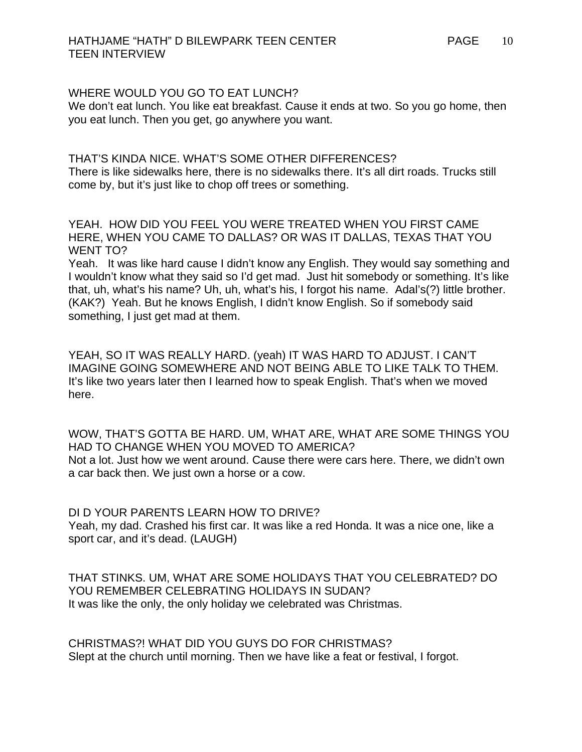WHERE WOULD YOU GO TO EAT LUNCH?
We don't eat lunch. You like eat breakfast. Cause it ends at two. So you go home, then you eat lunch. Then you get, go anywhere you want.

THAT'S KINDA NICE. WHAT'S SOME OTHER DIFFERENCES?
There is like sidewalks here, there is no sidewalks there. It's all dirt roads. Trucks still come by, but it's just like to chop off trees or something.

YEAH. HOW DID YOU FEEL YOU WERE TREATED WHEN YOU FIRST CAME HERE, WHEN YOU CAME TO DALLAS? OR WAS IT DALLAS, TEXAS THAT YOU WENT TO?
Yeah. It was like hard cause I didn't know any English. They would say something and I wouldn't know what they said so I'd get mad. Just hit somebody or something. It's like that, uh, what's his name? Uh, uh, what's his, I forgot his name. Adal's(?) little brother. (KAK?) Yeah. But he knows English, I didn't know English. So if somebody said something, I just get mad at them.

YEAH, SO IT WAS REALLY HARD. (yeah) IT WAS HARD TO ADJUST. I CAN'T IMAGINE GOING SOMEWHERE AND NOT BEING ABLE TO LIKE TALK TO THEM.
It's like two years later then I learned how to speak English. That's when we moved here.

WOW, THAT'S GOTTA BE HARD. UM, WHAT ARE, WHAT ARE SOME THINGS YOU HAD TO CHANGE WHEN YOU MOVED TO AMERICA?
Not a lot. Just how we went around. Cause there were cars here. There, we didn't own a car back then. We just own a horse or a cow.

DI D YOUR PARENTS LEARN HOW TO DRIVE?
Yeah, my dad. Crashed his first car. It was like a red Honda. It was a nice one, like a sport car, and it's dead. (LAUGH)

THAT STINKS. UM, WHAT ARE SOME HOLIDAYS THAT YOU CELEBRATED? DO YOU REMEMBER CELEBRATING HOLIDAYS IN SUDAN?
It was like the only, the only holiday we celebrated was Christmas.

CHRISTMAS?! WHAT DID YOU GUYS DO FOR CHRISTMAS?
Slept at the church until morning. Then we have like a feat or festival, I forgot.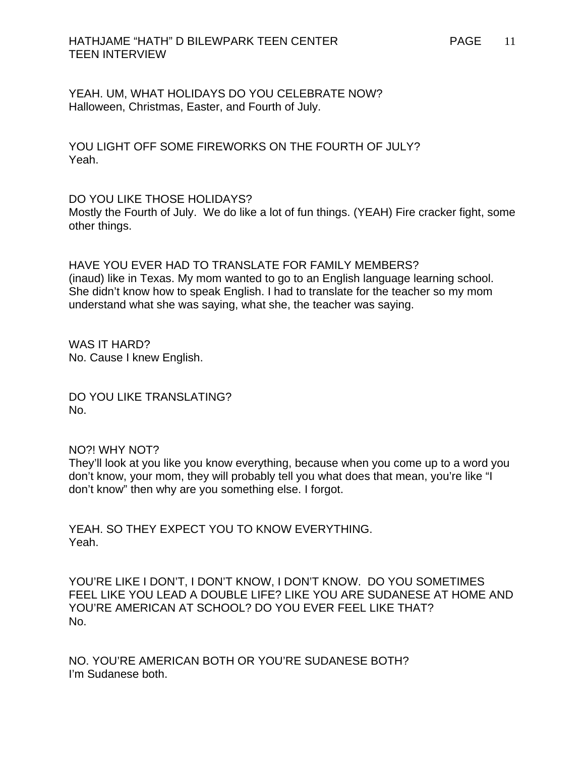YEAH. UM, WHAT HOLIDAYS DO YOU CELEBRATE NOW?
Halloween, Christmas, Easter, and Fourth of July.

YOU LIGHT OFF SOME FIREWORKS ON THE FOURTH OF JULY?
Yeah.

DO YOU LIKE THOSE HOLIDAYS?
Mostly the Fourth of July. We do like a lot of fun things. (YEAH) Fire cracker fight, some other things.

HAVE YOU EVER HAD TO TRANSLATE FOR FAMILY MEMBERS?
(inaud) like in Texas. My mom wanted to go to an English language learning school. She didn't know how to speak English. I had to translate for the teacher so my mom understand what she was saying, what she, the teacher was saying.

WAS IT HARD?
No. Cause I knew English.

DO YOU LIKE TRANSLATING?
No.

NO?! WHY NOT?
They'll look at you like you know everything, because when you come up to a word you don't know, your mom, they will probably tell you what does that mean, you're like "I don't know" then why are you something else. I forgot.

YEAH. SO THEY EXPECT YOU TO KNOW EVERYTHING.
Yeah.

YOU'RE LIKE I DON'T, I DON'T KNOW, I DON'T KNOW. DO YOU SOMETIMES FEEL LIKE YOU LEAD A DOUBLE LIFE? LIKE YOU ARE SUDANESE AT HOME AND YOU'RE AMERICAN AT SCHOOL? DO YOU EVER FEEL LIKE THAT?
No.

NO. YOU'RE AMERICAN BOTH OR YOU'RE SUDANESE BOTH?
I'm Sudanese both.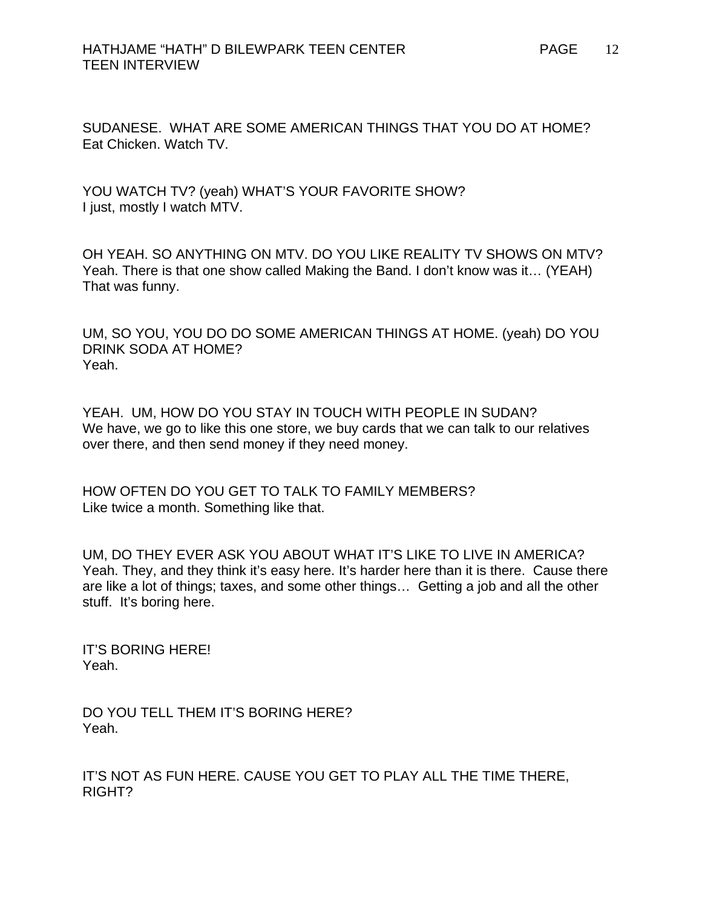SUDANESE. WHAT ARE SOME AMERICAN THINGS THAT YOU DO AT HOME?
Eat Chicken. Watch TV.

YOU WATCH TV? (yeah) WHAT'S YOUR FAVORITE SHOW?
I just, mostly I watch MTV.

OH YEAH. SO ANYTHING ON MTV. DO YOU LIKE REALITY TV SHOWS ON MTV?
Yeah. There is that one show called Making the Band. I don't know was it… (YEAH) That was funny.

UM, SO YOU, YOU DO DO SOME AMERICAN THINGS AT HOME. (yeah) DO YOU DRINK SODA AT HOME?
Yeah.

YEAH. UM, HOW DO YOU STAY IN TOUCH WITH PEOPLE IN SUDAN?
We have, we go to like this one store, we buy cards that we can talk to our relatives over there, and then send money if they need money.

HOW OFTEN DO YOU GET TO TALK TO FAMILY MEMBERS?
Like twice a month. Something like that.

UM, DO THEY EVER ASK YOU ABOUT WHAT IT'S LIKE TO LIVE IN AMERICA?
Yeah. They, and they think it's easy here. It's harder here than it is there. Cause there are like a lot of things; taxes, and some other things… Getting a job and all the other stuff. It's boring here.

IT'S BORING HERE!
Yeah.

DO YOU TELL THEM IT'S BORING HERE?
Yeah.

IT'S NOT AS FUN HERE. CAUSE YOU GET TO PLAY ALL THE TIME THERE, RIGHT?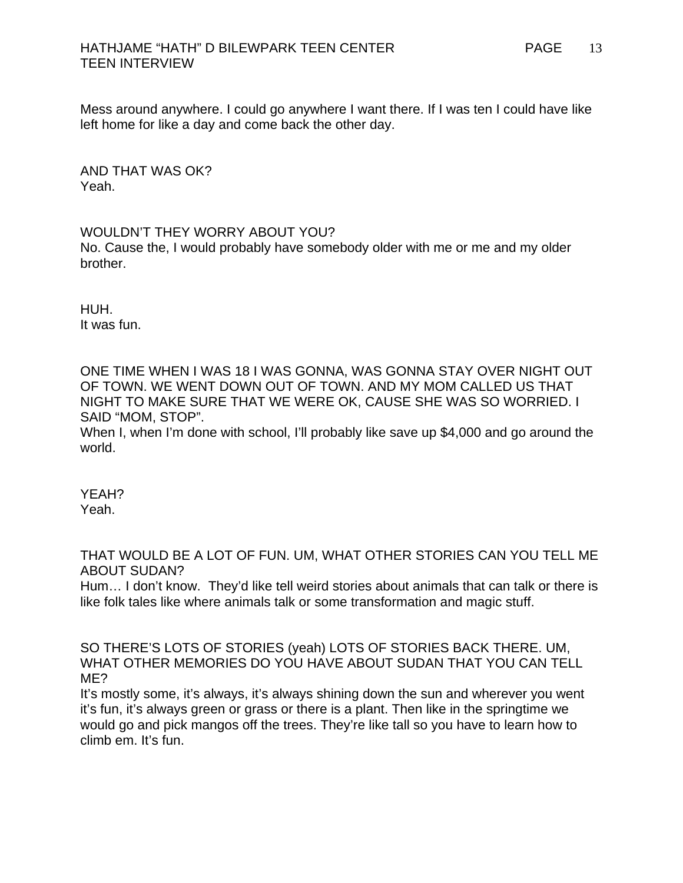Mess around anywhere. I could go anywhere I want there. If I was ten I could have like left home for like a day and come back the other day.

AND THAT WAS OK?
Yeah.

WOULDN'T THEY WORRY ABOUT YOU?
No. Cause the, I would probably have somebody older with me or me and my older brother.

HUH.
It was fun.

ONE TIME WHEN I WAS 18 I WAS GONNA, WAS GONNA STAY OVER NIGHT OUT OF TOWN. WE WENT DOWN OUT OF TOWN. AND MY MOM CALLED US THAT NIGHT TO MAKE SURE THAT WE WERE OK, CAUSE SHE WAS SO WORRIED. I SAID "MOM, STOP".
When I, when I'm done with school, I'll probably like save up $4,000 and go around the world.

YEAH?
Yeah.

THAT WOULD BE A LOT OF FUN. UM, WHAT OTHER STORIES CAN YOU TELL ME ABOUT SUDAN?
Hum… I don't know. They'd like tell weird stories about animals that can talk or there is like folk tales like where animals talk or some transformation and magic stuff.

SO THERE'S LOTS OF STORIES (yeah) LOTS OF STORIES BACK THERE. UM, WHAT OTHER MEMORIES DO YOU HAVE ABOUT SUDAN THAT YOU CAN TELL ME?
It's mostly some, it's always, it's always shining down the sun and wherever you went it's fun, it's always green or grass or there is a plant. Then like in the springtime we would go and pick mangos off the trees. They're like tall so you have to learn how to climb em. It's fun.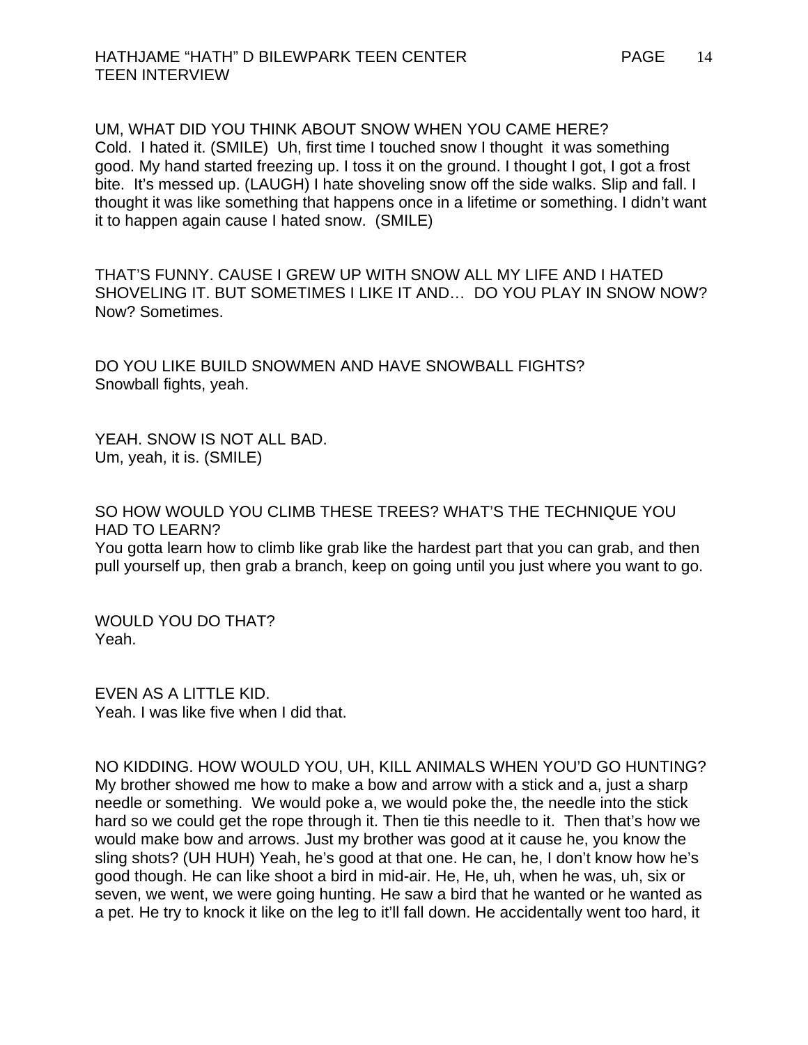UM, WHAT DID YOU THINK ABOUT SNOW WHEN YOU CAME HERE?
Cold. I hated it. (SMILE) Uh, first time I touched snow I thought it was something good. My hand started freezing up. I toss it on the ground. I thought I got, I got a frost bite. It's messed up. (LAUGH) I hate shoveling snow off the side walks. Slip and fall. I thought it was like something that happens once in a lifetime or something. I didn't want it to happen again cause I hated snow. (SMILE)

THAT'S FUNNY. CAUSE I GREW UP WITH SNOW ALL MY LIFE AND I HATED SHOVELING IT. BUT SOMETIMES I LIKE IT AND… DO YOU PLAY IN SNOW NOW?
Now? Sometimes.

DO YOU LIKE BUILD SNOWMEN AND HAVE SNOWBALL FIGHTS?
Snowball fights, yeah.

YEAH. SNOW IS NOT ALL BAD.
Um, yeah, it is. (SMILE)

SO HOW WOULD YOU CLIMB THESE TREES? WHAT'S THE TECHNIQUE YOU HAD TO LEARN?
You gotta learn how to climb like grab like the hardest part that you can grab, and then pull yourself up, then grab a branch, keep on going until you just where you want to go.

WOULD YOU DO THAT?
Yeah.

EVEN AS A LITTLE KID.
Yeah. I was like five when I did that.

NO KIDDING. HOW WOULD YOU, UH, KILL ANIMALS WHEN YOU'D GO HUNTING?
My brother showed me how to make a bow and arrow with a stick and a, just a sharp needle or something. We would poke a, we would poke the, the needle into the stick hard so we could get the rope through it. Then tie this needle to it. Then that's how we would make bow and arrows. Just my brother was good at it cause he, you know the sling shots? (UH HUH) Yeah, he's good at that one. He can, he, I don't know how he's good though. He can like shoot a bird in mid-air. He, He, uh, when he was, uh, six or seven, we went, we were going hunting. He saw a bird that he wanted or he wanted as a pet. He try to knock it like on the leg to it'll fall down. He accidentally went too hard, it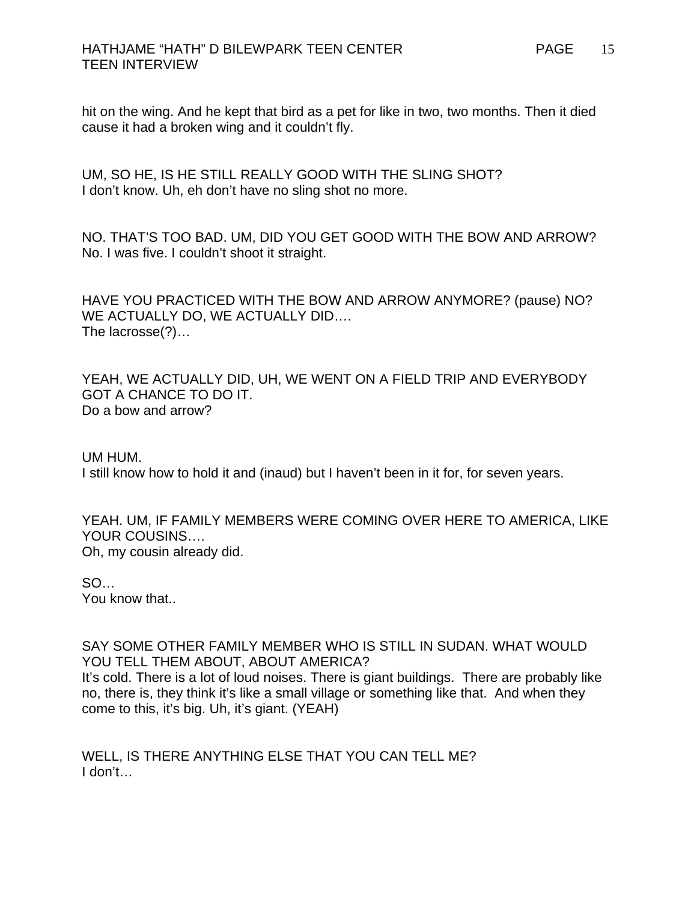hit on the wing. And he kept that bird as a pet for like in two, two months. Then it died cause it had a broken wing and it couldn't fly.

UM, SO HE, IS HE STILL REALLY GOOD WITH THE SLING SHOT?
I don't know. Uh, eh don't have no sling shot no more.

NO. THAT'S TOO BAD. UM, DID YOU GET GOOD WITH THE BOW AND ARROW?
No. I was five. I couldn't shoot it straight.

HAVE YOU PRACTICED WITH THE BOW AND ARROW ANYMORE? (pause) NO? WE ACTUALLY DO, WE ACTUALLY DID….
The lacrosse(?)…

YEAH, WE ACTUALLY DID, UH, WE WENT ON A FIELD TRIP AND EVERYBODY GOT A CHANCE TO DO IT.
Do a bow and arrow?

UM HUM.
I still know how to hold it and (inaud) but I haven't been in it for, for seven years.

YEAH. UM, IF FAMILY MEMBERS WERE COMING OVER HERE TO AMERICA, LIKE YOUR COUSINS….
Oh, my cousin already did.

SO…
You know that..

SAY SOME OTHER FAMILY MEMBER WHO IS STILL IN SUDAN. WHAT WOULD YOU TELL THEM ABOUT, ABOUT AMERICA?
It's cold. There is a lot of loud noises. There is giant buildings. There are probably like no, there is, they think it's like a small village or something like that. And when they come to this, it's big. Uh, it's giant. (YEAH)

WELL, IS THERE ANYTHING ELSE THAT YOU CAN TELL ME?
I don't…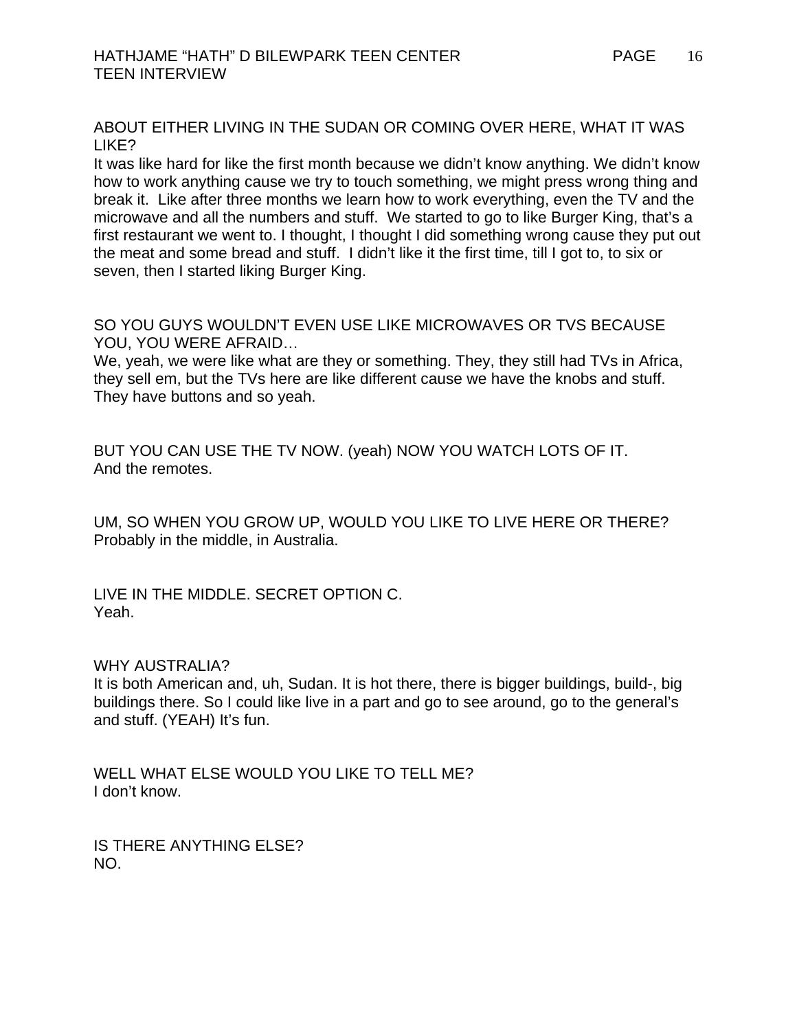ABOUT EITHER LIVING IN THE SUDAN OR COMING OVER HERE, WHAT IT WAS LIKE?

It was like hard for like the first month because we didn't know anything. We didn't know how to work anything cause we try to touch something, we might press wrong thing and break it. Like after three months we learn how to work everything, even the TV and the microwave and all the numbers and stuff. We started to go to like Burger King, that's a first restaurant we went to. I thought, I thought I did something wrong cause they put out the meat and some bread and stuff. I didn't like it the first time, till I got to, to six or seven, then I started liking Burger King.

SO YOU GUYS WOULDN'T EVEN USE LIKE MICROWAVES OR TVS BECAUSE YOU, YOU WERE AFRAID…

We, yeah, we were like what are they or something. They, they still had TVs in Africa, they sell em, but the TVs here are like different cause we have the knobs and stuff. They have buttons and so yeah.

BUT YOU CAN USE THE TV NOW. (yeah) NOW YOU WATCH LOTS OF IT.

And the remotes.

UM, SO WHEN YOU GROW UP, WOULD YOU LIKE TO LIVE HERE OR THERE?

Probably in the middle, in Australia.

LIVE IN THE MIDDLE. SECRET OPTION C.

Yeah.

WHY AUSTRALIA?

It is both American and, uh, Sudan. It is hot there, there is bigger buildings, build-, big buildings there. So I could like live in a part and go to see around, go to the general's and stuff. (YEAH) It's fun.

WELL WHAT ELSE WOULD YOU LIKE TO TELL ME?

I don't know.

IS THERE ANYTHING ELSE?

NO.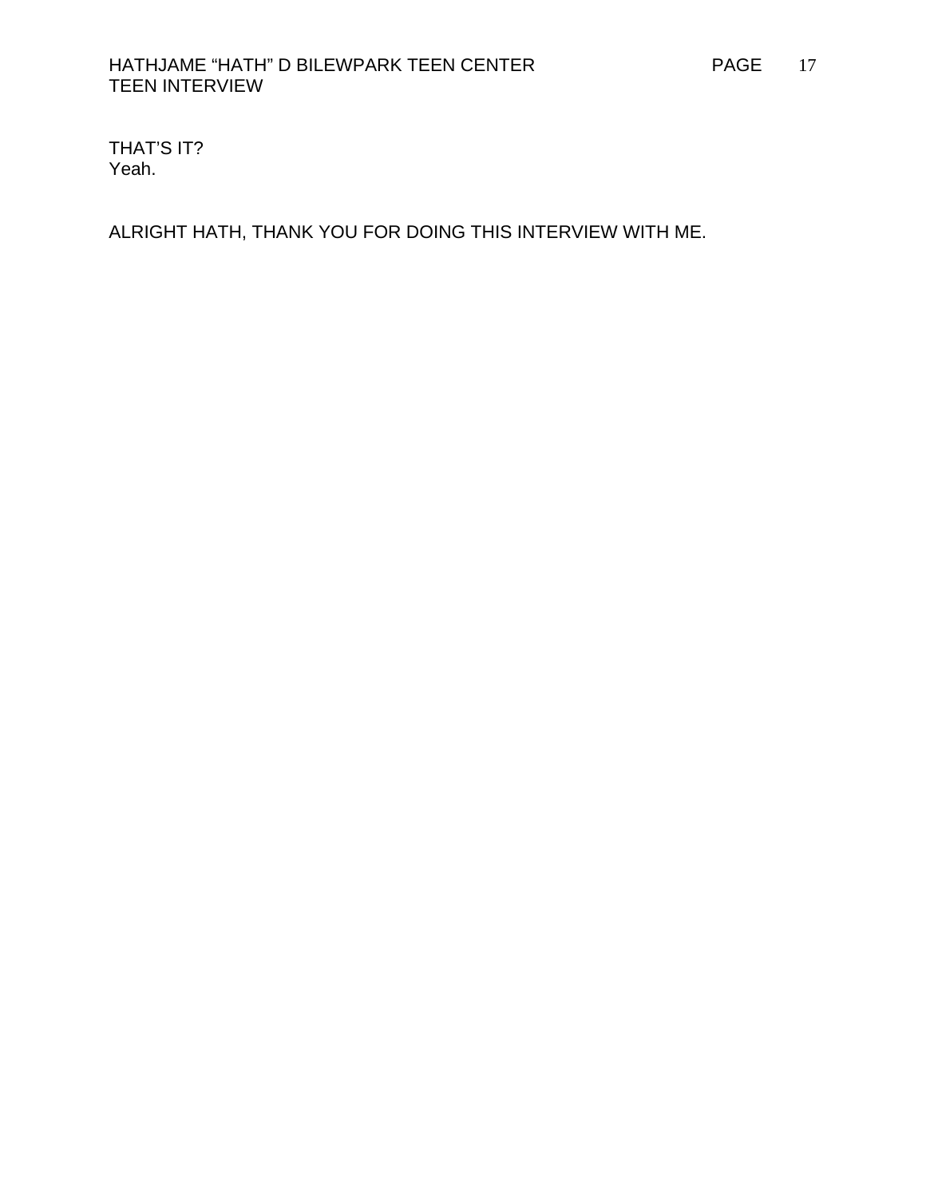THAT'S IT?
Yeah.

ALRIGHT HATH, THANK YOU FOR DOING THIS INTERVIEW WITH ME.